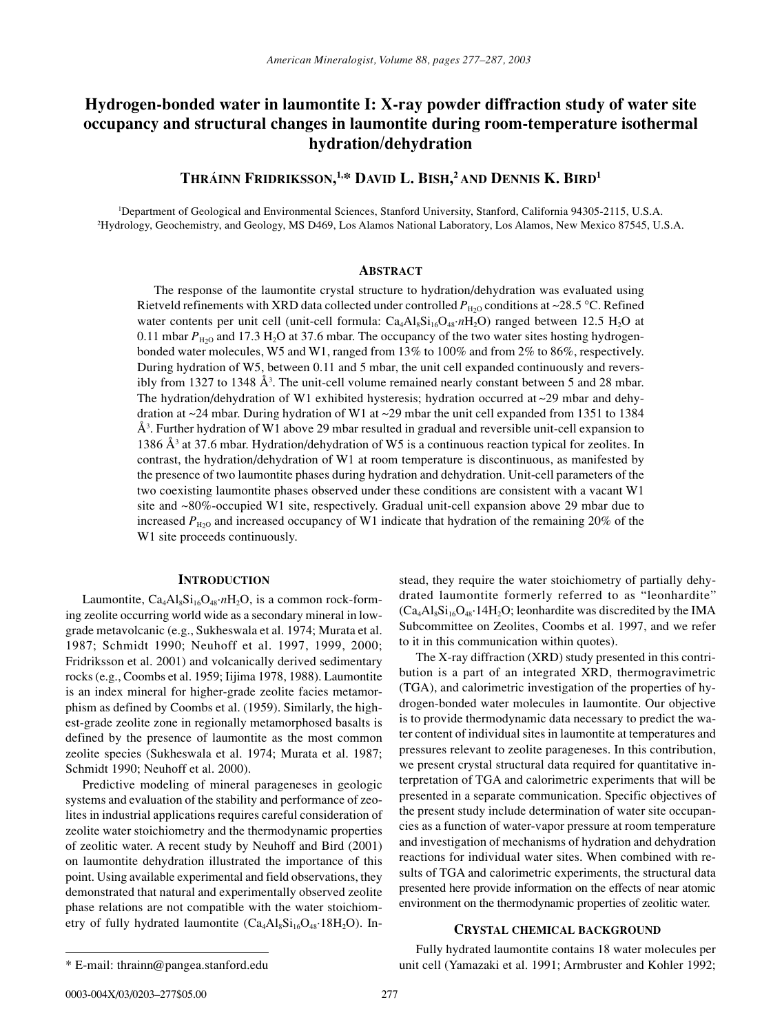// Hydrogen-bonded water in laumontite I: X-ray powder diffraction study of water site occupancy and structural changes in laumontite during room-temperature isothermal hydration/dehydration

**THRÁINN FRIDRIKSSON,[1,*] DAVID L. BISH,[2] AND DENNIS K. BIRD[1]**

[1]Department of Geological and Environmental Sciences, Stanford University, Stanford, California 94305-2115, U.S.A.
[2]Hydrology, Geochemistry, and Geology, MS D469, Los Alamos National Laboratory, Los Alamos, New Mexico 87545, U.S.A.

## ABSTRACT

The response of the laumontite crystal structure to hydration/dehydration was evaluated using Rietveld refinements with XRD data collected under controlled $P_{H_2O}$ conditions at ~28.5 °C. Refined water contents per unit cell (unit-cell formula: $Ca_4Al_8Si_{16}O_{48} \cdot nH_2O$) ranged between 12.5 $H_2O$ at 0.11 mbar $P_{H_2O}$ and 17.3 $H_2O$ at 37.6 mbar. The occupancy of the two water sites hosting hydrogen-bonded water molecules, W5 and W1, ranged from 13% to 100% and from 2% to 86%, respectively. During hydration of W5, between 0.11 and 5 mbar, the unit cell expanded continuously and reversibly from 1327 to 1348 Å$^3$. The unit-cell volume remained nearly constant between 5 and 28 mbar. The hydration/dehydration of W1 exhibited hysteresis; hydration occurred at ~29 mbar and dehydration at ~24 mbar. During hydration of W1 at ~29 mbar the unit cell expanded from 1351 to 1384 Å$^3$. Further hydration of W1 above 29 mbar resulted in gradual and reversible unit-cell expansion to 1386 Å$^3$ at 37.6 mbar. Hydration/dehydration of W5 is a continuous reaction typical for zeolites. In contrast, the hydration/dehydration of W1 at room temperature is discontinuous, as manifested by the presence of two laumontite phases during hydration and dehydration. Unit-cell parameters of the two coexisting laumontite phases observed under these conditions are consistent with a vacant W1 site and ~80%-occupied W1 site, respectively. Gradual unit-cell expansion above 29 mbar due to increased $P_{H_2O}$ and increased occupancy of W1 indicate that hydration of the remaining 20% of the W1 site proceeds continuously.

## INTRODUCTION

Laumontite, $Ca_4Al_8Si_{16}O_{48} \cdot nH_2O$, is a common rock-forming zeolite occurring world wide as a secondary mineral in low-grade metavolcanic (e.g., Sukheswala et al. 1974; Murata et al. 1987; Schmidt 1990; Neuhoff et al. 1997, 1999, 2000; Fridriksson et al. 2001) and volcanically derived sedimentary rocks (e.g., Coombs et al. 1959; Iijima 1978, 1988). Laumontite is an index mineral for higher-grade zeolite facies metamorphism as defined by Coombs et al. (1959). Similarly, the highest-grade zeolite zone in regionally metamorphosed basalts is defined by the presence of laumontite as the most common zeolite species (Sukheswala et al. 1974; Murata et al. 1987; Schmidt 1990; Neuhoff et al. 2000).

Predictive modeling of mineral parageneses in geologic systems and evaluation of the stability and performance of zeolites in industrial applications requires careful consideration of zeolite water stoichiometry and the thermodynamic properties of zeolitic water. A recent study by Neuhoff and Bird (2001) on laumontite dehydration illustrated the importance of this point. Using available experimental and field observations, they demonstrated that natural and experimentally observed zeolite phase relations are not compatible with the water stoichiometry of fully hydrated laumontite ($Ca_4Al_8Si_{16}O_{48} \cdot 18H_2O$). Instead, they require the water stoichiometry of partially dehydrated laumontite formerly referred to as "leonhardite" ($Ca_4Al_8Si_{16}O_{48} \cdot 14H_2O$; leonhardite was discredited by the IMA Subcommittee on Zeolites, Coombs et al. 1997, and we refer to it in this communication within quotes).

The X-ray diffraction (XRD) study presented in this contribution is a part of an integrated XRD, thermogravimetric (TGA), and calorimetric investigation of the properties of hydrogen-bonded water molecules in laumontite. Our objective is to provide thermodynamic data necessary to predict the water content of individual sites in laumontite at temperatures and pressures relevant to zeolite parageneses. In this contribution, we present crystal structural data required for quantitative interpretation of TGA and calorimetric experiments that will be presented in a separate communication. Specific objectives of the present study include determination of water site occupancies as a function of water-vapor pressure at room temperature and investigation of mechanisms of hydration and dehydration reactions for individual water sites. When combined with results of TGA and calorimetric experiments, the structural data presented here provide information on the effects of near atomic environment on the thermodynamic properties of zeolitic water.

## CRYSTAL CHEMICAL BACKGROUND

Fully hydrated laumontite contains 18 water molecules per unit cell (Yamazaki et al. 1991; Armbruster and Kohler 1992;

* E-mail: thrainn@pangea.stanford.edu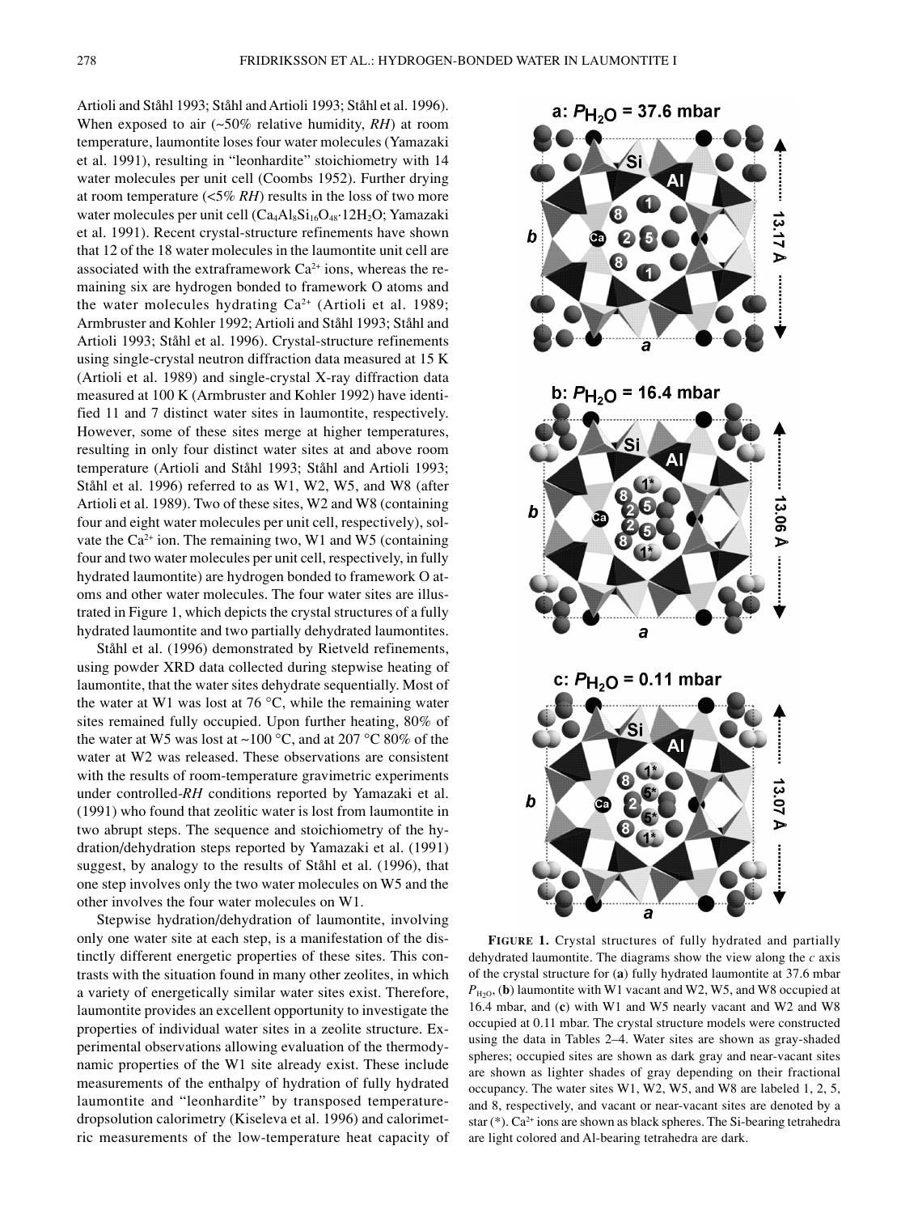Artioli and Ståhl 1993; Ståhl and Artioli 1993; Ståhl et al. 1996). When exposed to air (~50% relative humidity, *RH*) at room temperature, laumontite loses four water molecules (Yamazaki et al. 1991), resulting in "leonhardite" stoichiometry with 14 water molecules per unit cell (Coombs 1952). Further drying at room temperature (<5% *RH*) results in the loss of two more water molecules per unit cell ($Ca_4Al_8Si_{16}O_{48}·12H_2O$; Yamazaki et al. 1991). Recent crystal-structure refinements have shown that 12 of the 18 water molecules in the laumontite unit cell are associated with the extraframework $Ca^{2+}$ ions, whereas the remaining six are hydrogen bonded to framework O atoms and the water molecules hydrating $Ca^{2+}$ (Artioli et al. 1989; Armbruster and Kohler 1992; Artioli and Ståhl 1993; Ståhl and Artioli 1993; Ståhl et al. 1996). Crystal-structure refinements using single-crystal neutron diffraction data measured at 15 K (Artioli et al. 1989) and single-crystal X-ray diffraction data measured at 100 K (Armbruster and Kohler 1992) have identified 11 and 7 distinct water sites in laumontite, respectively. However, some of these sites merge at higher temperatures, resulting in only four distinct water sites at and above room temperature (Artioli and Ståhl 1993; Ståhl and Artioli 1993; Ståhl et al. 1996) referred to as W1, W2, W5, and W8 (after Artioli et al. 1989). Two of these sites, W2 and W8 (containing four and eight water molecules per unit cell, respectively), solvate the $Ca^{2+}$ ion. The remaining two, W1 and W5 (containing four and two water molecules per unit cell, respectively, in fully hydrated laumontite) are hydrogen bonded to framework O atoms and other water molecules. The four water sites are illustrated in Figure 1, which depicts the crystal structures of a fully hydrated laumontite and two partially dehydrated laumontites.

Ståhl et al. (1996) demonstrated by Rietveld refinements, using powder XRD data collected during stepwise heating of laumontite, that the water sites dehydrate sequentially. Most of the water at W1 was lost at 76 °C, while the remaining water sites remained fully occupied. Upon further heating, 80% of the water at W5 was lost at ~100 °C, and at 207 °C 80% of the water at W2 was released. These observations are consistent with the results of room-temperature gravimetric experiments under controlled-*RH* conditions reported by Yamazaki et al. (1991) who found that zeolitic water is lost from laumontite in two abrupt steps. The sequence and stoichiometry of the hydration/dehydration steps reported by Yamazaki et al. (1991) suggest, by analogy to the results of Ståhl et al. (1996), that one step involves only the two water molecules on W5 and the other involves the four water molecules on W1.

Stepwise hydration/dehydration of laumontite, involving only one water site at each step, is a manifestation of the distinctly different energetic properties of these sites. This contrasts with the situation found in many other zeolites, in which a variety of energetically similar water sites exist. Therefore, laumontite provides an excellent opportunity to investigate the properties of individual water sites in a zeolite structure. Experimental observations allowing evaluation of the thermodynamic properties of the W1 site already exist. These include measurements of the enthalpy of hydration of fully hydrated laumontite and "leonhardite" by transposed temperature-dropsolution calorimetry (Kiseleva et al. 1996) and calorimetric measurements of the low-temperature heat capacity of

**FIGURE 1.** Crystal structures of fully hydrated and partially dehydrated laumontite. The diagrams show the view along the *c* axis of the crystal structure for (**a**) fully hydrated laumontite at 37.6 mbar $P_{H_2O}$, (**b**) laumontite with W1 vacant and W2, W5, and W8 occupied at 16.4 mbar, and (**c**) with W1 and W5 nearly vacant and W2 and W8 occupied at 0.11 mbar. The crystal structure models were constructed using the data in Tables 2–4. Water sites are shown as gray-shaded spheres; occupied sites are shown as dark gray and near-vacant sites are shown as lighter shades of gray depending on their fractional occupancy. The water sites W1, W2, W5, and W8 are labeled 1, 2, 5, and 8, respectively, and vacant or near-vacant sites are denoted by a star (*). $Ca^{2+}$ ions are shown as black spheres. The Si-bearing tetrahedra are light colored and Al-bearing tetrahedra are dark.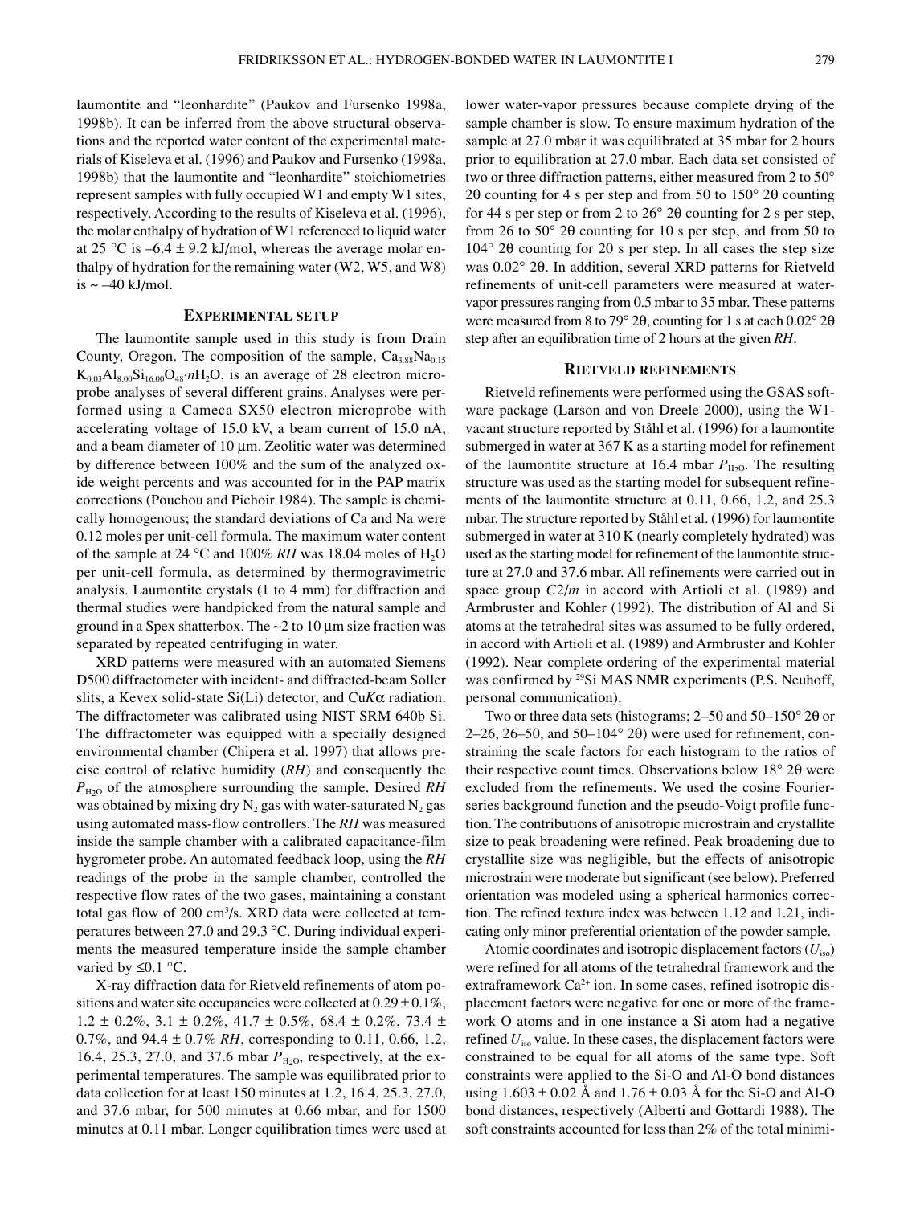laumontite and "leonhardite" (Paukov and Fursenko 1998a, 1998b). It can be inferred from the above structural observations and the reported water content of the experimental materials of Kiseleva et al. (1996) and Paukov and Fursenko (1998a, 1998b) that the laumontite and "leonhardite" stoichiometries represent samples with fully occupied W1 and empty W1 sites, respectively. According to the results of Kiseleva et al. (1996), the molar enthalpy of hydration of W1 referenced to liquid water at 25 °C is –6.4 ± 9.2 kJ/mol, whereas the average molar enthalpy of hydration for the remaining water (W2, W5, and W8) is ~ –40 kJ/mol.

## EXPERIMENTAL SETUP

The laumontite sample used in this study is from Drain County, Oregon. The composition of the sample, $Ca_{3.88}Na_{0.15}K_{0.03}Al_{8.00}Si_{16.00}O_{48}{\cdot}nH_2O$, is an average of 28 electron microprobe analyses of several different grains. Analyses were performed using a Cameca SX50 electron microprobe with accelerating voltage of 15.0 kV, a beam current of 15.0 nA, and a beam diameter of 10 μm. Zeolitic water was determined by difference between 100% and the sum of the analyzed oxide weight percents and was accounted for in the PAP matrix corrections (Pouchou and Pichoir 1984). The sample is chemically homogenous; the standard deviations of Ca and Na were 0.12 moles per unit-cell formula. The maximum water content of the sample at 24 °C and 100% *RH* was 18.04 moles of $H_2O$ per unit-cell formula, as determined by thermogravimetric analysis. Laumontite crystals (1 to 4 mm) for diffraction and thermal studies were handpicked from the natural sample and ground in a Spex shatterbox. The ~2 to 10 μm size fraction was separated by repeated centrifuging in water.

XRD patterns were measured with an automated Siemens D500 diffractometer with incident- and diffracted-beam Soller slits, a Kevex solid-state Si(Li) detector, and Cu*K*α radiation. The diffractometer was calibrated using NIST SRM 640b Si. The diffractometer was equipped with a specially designed environmental chamber (Chipera et al. 1997) that allows precise control of relative humidity (*RH*) and consequently the $P_{H_2O}$ of the atmosphere surrounding the sample. Desired *RH* was obtained by mixing dry $N_2$ gas with water-saturated $N_2$ gas using automated mass-flow controllers. The *RH* was measured inside the sample chamber with a calibrated capacitance-film hygrometer probe. An automated feedback loop, using the *RH* readings of the probe in the sample chamber, controlled the respective flow rates of the two gases, maintaining a constant total gas flow of 200 $cm^3$/s. XRD data were collected at temperatures between 27.0 and 29.3 °C. During individual experiments the measured temperature inside the sample chamber varied by ≤0.1 °C.

X-ray diffraction data for Rietveld refinements of atom positions and water site occupancies were collected at 0.29 ± 0.1%, 1.2 ± 0.2%, 3.1 ± 0.2%, 41.7 ± 0.5%, 68.4 ± 0.2%, 73.4 ± 0.7%, and 94.4 ± 0.7% *RH*, corresponding to 0.11, 0.66, 1.2, 16.4, 25.3, 27.0, and 37.6 mbar $P_{H_2O}$, respectively, at the experimental temperatures. The sample was equilibrated prior to data collection for at least 150 minutes at 1.2, 16.4, 25.3, 27.0, and 37.6 mbar, for 500 minutes at 0.66 mbar, and for 1500 minutes at 0.11 mbar. Longer equilibration times were used at lower water-vapor pressures because complete drying of the sample chamber is slow. To ensure maximum hydration of the sample at 27.0 mbar it was equilibrated at 35 mbar for 2 hours prior to equilibration at 27.0 mbar. Each data set consisted of two or three diffraction patterns, either measured from 2 to 50° 2θ counting for 4 s per step and from 50 to 150° 2θ counting for 44 s per step or from 2 to 26° 2θ counting for 2 s per step, from 26 to 50° 2θ counting for 10 s per step, and from 50 to 104° 2θ counting for 20 s per step. In all cases the step size was 0.02° 2θ. In addition, several XRD patterns for Rietveld refinements of unit-cell parameters were measured at water-vapor pressures ranging from 0.5 mbar to 35 mbar. These patterns were measured from 8 to 79° 2θ, counting for 1 s at each 0.02° 2θ step after an equilibration time of 2 hours at the given *RH*.

## RIETVELD REFINEMENTS

Rietveld refinements were performed using the GSAS software package (Larson and von Dreele 2000), using the W1-vacant structure reported by Ståhl et al. (1996) for a laumontite submerged in water at 367 K as a starting model for refinement of the laumontite structure at 16.4 mbar $P_{H_2O}$. The resulting structure was used as the starting model for subsequent refinements of the laumontite structure at 0.11, 0.66, 1.2, and 25.3 mbar. The structure reported by Ståhl et al. (1996) for laumontite submerged in water at 310 K (nearly completely hydrated) was used as the starting model for refinement of the laumontite structure at 27.0 and 37.6 mbar. All refinements were carried out in space group *C*2/*m* in accord with Artioli et al. (1989) and Armbruster and Kohler (1992). The distribution of Al and Si atoms at the tetrahedral sites was assumed to be fully ordered, in accord with Artioli et al. (1989) and Armbruster and Kohler (1992). Near complete ordering of the experimental material was confirmed by $^{29}$Si MAS NMR experiments (P.S. Neuhoff, personal communication).

Two or three data sets (histograms; 2–50 and 50–150° 2θ or 2–26, 26–50, and 50–104° 2θ) were used for refinement, constraining the scale factors for each histogram to the ratios of their respective count times. Observations below 18° 2θ were excluded from the refinements. We used the cosine Fourier-series background function and the pseudo-Voigt profile function. The contributions of anisotropic microstrain and crystallite size to peak broadening were refined. Peak broadening due to crystallite size was negligible, but the effects of anisotropic microstrain were moderate but significant (see below). Preferred orientation was modeled using a spherical harmonics correction. The refined texture index was between 1.12 and 1.21, indicating only minor preferential orientation of the powder sample.

Atomic coordinates and isotropic displacement factors ($U_{iso}$) were refined for all atoms of the tetrahedral framework and the extraframework $Ca^{2+}$ ion. In some cases, refined isotropic displacement factors were negative for one or more of the framework O atoms and in one instance a Si atom had a negative refined $U_{iso}$ value. In these cases, the displacement factors were constrained to be equal for all atoms of the same type. Soft constraints were applied to the Si-O and Al-O bond distances using 1.603 ± 0.02 Å and 1.76 ± 0.03 Å for the Si-O and Al-O bond distances, respectively (Alberti and Gottardi 1988). The soft constraints accounted for less than 2% of the total minimi-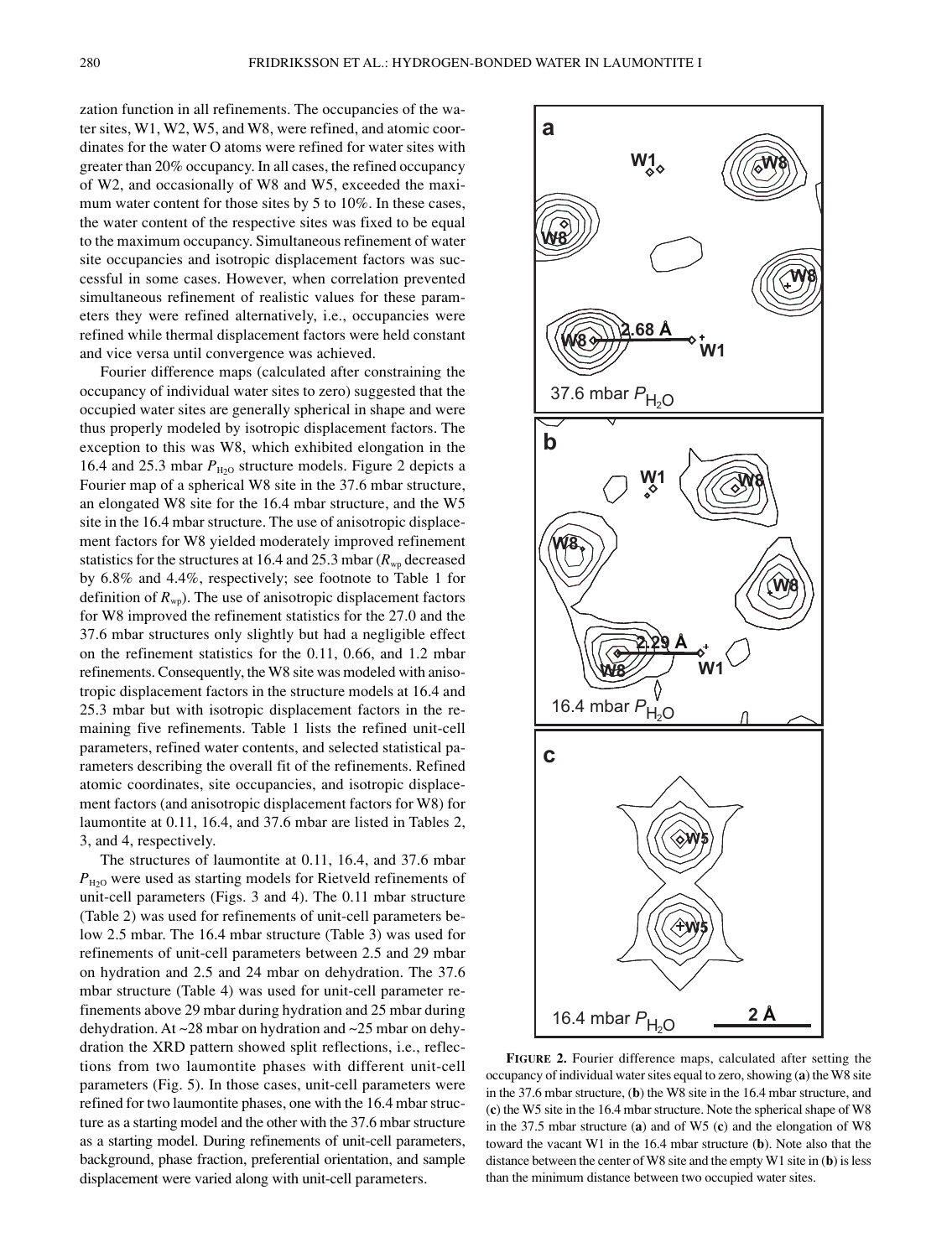zation function in all refinements. The occupancies of the water sites, W1, W2, W5, and W8, were refined, and atomic coordinates for the water O atoms were refined for water sites with greater than 20% occupancy. In all cases, the refined occupancy of W2, and occasionally of W8 and W5, exceeded the maximum water content for those sites by 5 to 10%. In these cases, the water content of the respective sites was fixed to be equal to the maximum occupancy. Simultaneous refinement of water site occupancies and isotropic displacement factors was successful in some cases. However, when correlation prevented simultaneous refinement of realistic values for these parameters they were refined alternatively, i.e., occupancies were refined while thermal displacement factors were held constant and vice versa until convergence was achieved.

Fourier difference maps (calculated after constraining the occupancy of individual water sites to zero) suggested that the occupied water sites are generally spherical in shape and were thus properly modeled by isotropic displacement factors. The exception to this was W8, which exhibited elongation in the 16.4 and 25.3 mbar $P_{H_2O}$ structure models. Figure 2 depicts a Fourier map of a spherical W8 site in the 37.6 mbar structure, an elongated W8 site for the 16.4 mbar structure, and the W5 site in the 16.4 mbar structure. The use of anisotropic displacement factors for W8 yielded moderately improved refinement statistics for the structures at 16.4 and 25.3 mbar ($R_{wp}$ decreased by 6.8% and 4.4%, respectively; see footnote to Table 1 for definition of $R_{wp}$). The use of anisotropic displacement factors for W8 improved the refinement statistics for the 27.0 and the 37.6 mbar structures only slightly but had a negligible effect on the refinement statistics for the 0.11, 0.66, and 1.2 mbar refinements. Consequently, the W8 site was modeled with anisotropic displacement factors in the structure models at 16.4 and 25.3 mbar but with isotropic displacement factors in the remaining five refinements. Table 1 lists the refined unit-cell parameters, refined water contents, and selected statistical parameters describing the overall fit of the refinements. Refined atomic coordinates, site occupancies, and isotropic displacement factors (and anisotropic displacement factors for W8) for laumontite at 0.11, 16.4, and 37.6 mbar are listed in Tables 2, 3, and 4, respectively.

The structures of laumontite at 0.11, 16.4, and 37.6 mbar $P_{H_2O}$ were used as starting models for Rietveld refinements of unit-cell parameters (Figs. 3 and 4). The 0.11 mbar structure (Table 2) was used for refinements of unit-cell parameters below 2.5 mbar. The 16.4 mbar structure (Table 3) was used for refinements of unit-cell parameters between 2.5 and 29 mbar on hydration and 2.5 and 24 mbar on dehydration. The 37.6 mbar structure (Table 4) was used for unit-cell parameter refinements above 29 mbar during hydration and 25 mbar during dehydration. At ~28 mbar on hydration and ~25 mbar on dehydration the XRD pattern showed split reflections, i.e., reflections from two laumontite phases with different unit-cell parameters (Fig. 5). In those cases, unit-cell parameters were refined for two laumontite phases, one with the 16.4 mbar structure as a starting model and the other with the 37.6 mbar structure as a starting model. During refinements of unit-cell parameters, background, phase fraction, preferential orientation, and sample displacement were varied along with unit-cell parameters.

**FIGURE 2.** Fourier difference maps, calculated after setting the occupancy of individual water sites equal to zero, showing (**a**) the W8 site in the 37.6 mbar structure, (**b**) the W8 site in the 16.4 mbar structure, and (**c**) the W5 site in the 16.4 mbar structure. Note the spherical shape of W8 in the 37.5 mbar structure (**a**) and of W5 (**c**) and the elongation of W8 toward the vacant W1 in the 16.4 mbar structure (**b**). Note also that the distance between the center of W8 site and the empty W1 site in (**b**) is less than the minimum distance between two occupied water sites.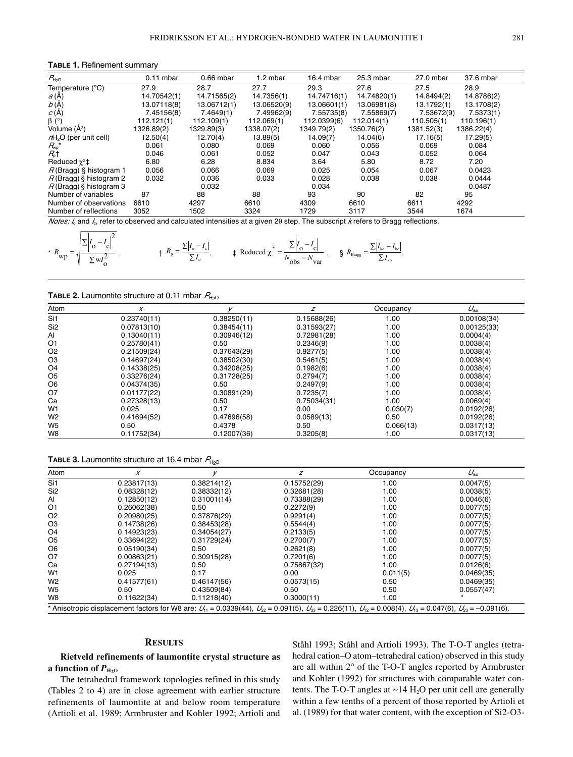**TABLE 1.** Refinement summary

| $P_{H_2O}$ | 0.11 mbar | 0.66 mbar | 1.2 mbar | 16.4 mbar | 25.3 mbar | 27.0 mbar | 37.6 mbar |
|---|---|---|---|---|---|---|---|
| Temperature (°C) | 27.9 | 28.7 | 27.7 | 29.3 | 27.6 | 27.5 | 28.9 |
| $a$ (Å) | 14.70542(1) | 14.71565(2) | 14.7356(1) | 14.74716(1) | 14.74820(1) | 14.8494(2) | 14.8786(2) |
| $b$ (Å) | 13.07118(8) | 13.06712(1) | 13.06520(9) | 13.06601(1) | 13.06981(8) | 13.1792(1) | 13.1708(2) |
| $c$ (Å) | 7.45156(8) | 7.4649(1) | 7.49962(9) | 7.55735(8) | 7.55869(7) | 7.53672(9) | 7.5373(1) |
| β (°) | 112.121(1) | 112.109(1) | 112.069(1) | 112.0399(6) | 112.014(1) | 110.505(1) | 110.196(1) |
| Volume (Å³) | 1326.89(2) | 1329.89(3) | 1338.07(2) | 1349.79(2) | 1350.76(2) | 1381.52(3) | 1386.22(4) |
| $n$$H_2O$ (per unit cell) | 12.50(4) | 12.70(4) | 13.89(5) | 14.09(7) | 14.04(6) | 17.16(5) | 17.29(5) |
| $R_{wp}$* | 0.061 | 0.080 | 0.069 | 0.060 | 0.056 | 0.069 | 0.084 |
| $R_p$† | 0.046 | 0.061 | 0.052 | 0.047 | 0.043 | 0.052 | 0.064 |
| Reduced $\chi^2$‡ | 6.80 | 6.28 | 8.834 | 3.64 | 5.80 | 8.72 | 7.20 |
| $R$(Bragg) § histogram 1 | 0.056 | 0.066 | 0.069 | 0.025 | 0.054 | 0.067 | 0.0423 |
| $R$(Bragg) § histogram 2 | 0.032 | 0.036 | 0.033 | 0.028 | 0.038 | 0.038 | 0.0444 |
| $R$(Bragg) § histogram 3 | | 0.032 | | 0.034 | | | 0.0487 |
| Number of variables | 87 | 88 | 88 | 93 | 90 | 82 | 95 |
| Number of observations | 6610 | 4297 | 6610 | 4309 | 6610 | 6611 | 4292 |
| Number of reflections | 3052 | 1502 | 3324 | 1729 | 3117 | 3544 | 1674 |

*Notes:* $I_o$ and $I_c$, refer to observed and calculated intensities at a given 2θ step. The subscript $k$ refers to Bragg reflections.

$$* \; R_{wp} = \sqrt{\frac{\Sigma\left|I_o - I_c\right|^2}{\Sigma w I_o^2}}. \qquad † \; R_p = \frac{\Sigma\left|I_o - I_c\right|}{\Sigma I_o}. \qquad ‡ \; \text{Reduced } \chi^2 = \frac{\Sigma\left|I_o - I_c\right|}{N_{obs} - N_{var}}. \qquad § \; R_{Bragg} = \frac{\Sigma\left|I_{ko} - I_{kc}\right|}{\Sigma I_{ko}}.$$

**TABLE 2.** Laumontite structure at 0.11 mbar $P_{H_2O}$

| Atom | $x$ | $y$ | $z$ | Occupancy | $U_{iso}$ |
|---|---|---|---|---|---|
| Si1 | 0.23740(11) | 0.38250(11) | 0.15688(26) | 1.00 | 0.00108(34) |
| Si2 | 0.07813(10) | 0.38454(11) | 0.31593(27) | 1.00 | 0.00125(33) |
| Al | 0.13040(11) | 0.30946(12) | 0.72981(28) | 1.00 | 0.0004(4) |
| O1 | 0.25780(41) | 0.50 | 0.2346(9) | 1.00 | 0.0038(4) |
| O2 | 0.21509(24) | 0.37643(29) | 0.9277(5) | 1.00 | 0.0038(4) |
| O3 | 0.14697(24) | 0.38502(30) | 0.5461(5) | 1.00 | 0.0038(4) |
| O4 | 0.14338(25) | 0.34208(25) | 0.1982(6) | 1.00 | 0.0038(4) |
| O5 | 0.33276(24) | 0.31728(25) | 0.2794(7) | 1.00 | 0.0038(4) |
| O6 | 0.04374(35) | 0.50 | 0.2497(9) | 1.00 | 0.0038(4) |
| O7 | 0.01177(22) | 0.30891(29) | 0.7235(7) | 1.00 | 0.0038(4) |
| Ca | 0.27328(13) | 0.50 | 0.75034(31) | 1.00 | 0.0069(4) |
| W1 | 0.025 | 0.17 | 0.00 | 0.030(7) | 0.0192(26) |
| W2 | 0.41694(52) | 0.47696(58) | 0.0589(13) | 0.50 | 0.0192(26) |
| W5 | 0.50 | 0.4378 | 0.50 | 0.066(13) | 0.0317(13) |
| W8 | 0.11752(34) | 0.12007(36) | 0.3205(8) | 1.00 | 0.0317(13) |

**TABLE 3.** Laumontite structure at 16.4 mbar $P_{H_2O}$

| Atom | $x$ | $y$ | $z$ | Occupancy | $U_{iso}$ |
|---|---|---|---|---|---|
| Si1 | 0.23817(13) | 0.38214(12) | 0.15752(29) | 1.00 | 0.0047(5) |
| Si2 | 0.08328(12) | 0.38332(12) | 0.32681(28) | 1.00 | 0.0038(5) |
| Al | 0.12850(12) | 0.31001(14) | 0.73388(29) | 1.00 | 0.0046(6) |
| O1 | 0.26062(38) | 0.50 | 0.2272(9) | 1.00 | 0.0077(5) |
| O2 | 0.20980(25) | 0.37876(29) | 0.9291(4) | 1.00 | 0.0077(5) |
| O3 | 0.14738(26) | 0.38453(28) | 0.5544(4) | 1.00 | 0.0077(5) |
| O4 | 0.14923(23) | 0.34054(27) | 0.2133(5) | 1.00 | 0.0077(5) |
| O5 | 0.33694(22) | 0.31729(24) | 0.2700(7) | 1.00 | 0.0077(5) |
| O6 | 0.05190(34) | 0.50 | 0.2621(8) | 1.00 | 0.0077(5) |
| O7 | 0.00863(21) | 0.30915(28) | 0.7201(6) | 1.00 | 0.0077(5) |
| Ca | 0.27194(13) | 0.50 | 0.75867(32) | 1.00 | 0.0126(6) |
| W1 | 0.025 | 0.17 | 0.00 | 0.011(5) | 0.0469(35) |
| W2 | 0.41577(61) | 0.46147(56) | 0.0573(15) | 0.50 | 0.0469(35) |
| W5 | 0.50 | 0.43509(84) | 0.50 | 0.50 | 0.0557(47) |
| W8 | 0.11622(34) | 0.11218(40) | 0.3000(11) | 1.00 | * |

\* Anisotropic displacement factors for W8 are: $U_{11}$ = 0.0339(44), $U_{22}$ = 0.091(5), $U_{33}$ = 0.226(11), $U_{12}$ = 0.008(4), $U_{13}$ = 0.047(6), $U_{23}$ = –0.091(6).

## RESULTS

### Rietveld refinements of laumontite crystal structure as a function of $P_{H_2O}$

The tetrahedral framework topologies refined in this study (Tables 2 to 4) are in close agreement with earlier structure refinements of laumontite at and below room temperature (Artioli et al. 1989; Armbruster and Kohler 1992; Artioli and Ståhl 1993; Ståhl and Artioli 1993). The T-O-T angles (tetrahedral cation–O atom–tetrahedral cation) observed in this study are all within 2° of the T-O-T angles reported by Armbruster and Kohler (1992) for structures with comparable water contents. The T-O-T angles at ~14 $H_2O$ per unit cell are generally within a few tenths of a percent of those reported by Artioli et al. (1989) for that water content, with the exception of Si2-O3-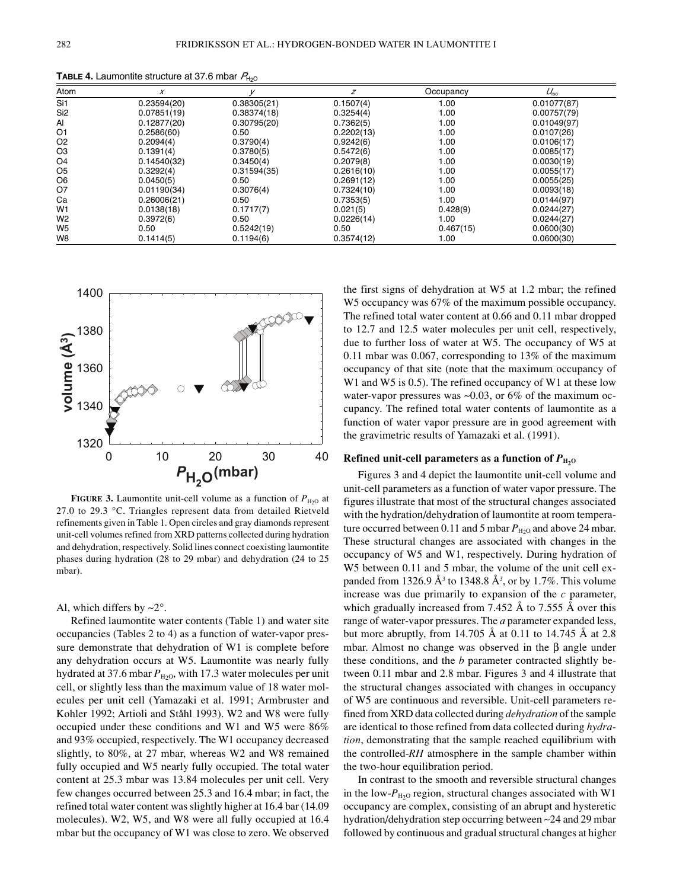**TABLE 4.** Laumontite structure at 37.6 mbar $P_{H_2O}$

| Atom | $x$ | $y$ | $z$ | Occupancy | $U_{iso}$ |
|---|---|---|---|---|---|
| Si1 | 0.23594(20) | 0.38305(21) | 0.1507(4) | 1.00 | 0.01077(87) |
| Si2 | 0.07851(19) | 0.38374(18) | 0.3254(4) | 1.00 | 0.00757(79) |
| Al | 0.12877(20) | 0.30795(20) | 0.7362(5) | 1.00 | 0.01049(97) |
| O1 | 0.2586(60) | 0.50 | 0.2202(13) | 1.00 | 0.0107(26) |
| O2 | 0.2094(4) | 0.3790(4) | 0.9242(6) | 1.00 | 0.0106(17) |
| O3 | 0.1391(4) | 0.3780(5) | 0.5472(6) | 1.00 | 0.0085(17) |
| O4 | 0.14540(32) | 0.3450(4) | 0.2079(8) | 1.00 | 0.0030(19) |
| O5 | 0.3292(4) | 0.31594(35) | 0.2616(10) | 1.00 | 0.0055(17) |
| O6 | 0.0450(5) | 0.50 | 0.2691(12) | 1.00 | 0.0055(25) |
| O7 | 0.01190(34) | 0.3076(4) | 0.7324(10) | 1.00 | 0.0093(18) |
| Ca | 0.26006(21) | 0.50 | 0.7353(5) | 1.00 | 0.0144(97) |
| W1 | 0.0138(18) | 0.1717(7) | 0.021(5) | 0.428(9) | 0.0244(27) |
| W2 | 0.3972(6) | 0.50 | 0.0226(14) | 1.00 | 0.0244(27) |
| W5 | 0.50 | 0.5242(19) | 0.50 | 0.467(15) | 0.0600(30) |
| W8 | 0.1414(5) | 0.1194(6) | 0.3574(12) | 1.00 | 0.0600(30) |

**FIGURE 3.** Laumontite unit-cell volume as a function of $P_{H_2O}$ at 27.0 to 29.3 °C. Triangles represent data from detailed Rietveld refinements given in Table 1. Open circles and gray diamonds represent unit-cell volumes refined from XRD patterns collected during hydration and dehydration, respectively. Solid lines connect coexisting laumontite phases during hydration (28 to 29 mbar) and dehydration (24 to 25 mbar).

Al, which differs by ~2°.

Refined laumontite water contents (Table 1) and water site occupancies (Tables 2 to 4) as a function of water-vapor pressure demonstrate that dehydration of W1 is complete before any dehydration occurs at W5. Laumontite was nearly fully hydrated at 37.6 mbar $P_{H_2O}$, with 17.3 water molecules per unit cell, or slightly less than the maximum value of 18 water molecules per unit cell (Yamazaki et al. 1991; Armbruster and Kohler 1992; Artioli and Ståhl 1993). W2 and W8 were fully occupied under these conditions and W1 and W5 were 86% and 93% occupied, respectively. The W1 occupancy decreased slightly, to 80%, at 27 mbar, whereas W2 and W8 remained fully occupied and W5 nearly fully occupied. The total water content at 25.3 mbar was 13.84 molecules per unit cell. Very few changes occurred between 25.3 and 16.4 mbar; in fact, the refined total water content was slightly higher at 16.4 bar (14.09 molecules). W2, W5, and W8 were all fully occupied at 16.4 mbar but the occupancy of W1 was close to zero. We observed the first signs of dehydration at W5 at 1.2 mbar; the refined W5 occupancy was 67% of the maximum possible occupancy. The refined total water content at 0.66 and 0.11 mbar dropped to 12.7 and 12.5 water molecules per unit cell, respectively, due to further loss of water at W5. The occupancy of W5 at 0.11 mbar was 0.067, corresponding to 13% of the maximum occupancy of that site (note that the maximum occupancy of W1 and W5 is 0.5). The refined occupancy of W1 at these low water-vapor pressures was ~0.03, or 6% of the maximum occupancy. The refined total water contents of laumontite as a function of water vapor pressure are in good agreement with the gravimetric results of Yamazaki et al. (1991).

### Refined unit-cell parameters as a function of $P_{H_2O}$

Figures 3 and 4 depict the laumontite unit-cell volume and unit-cell parameters as a function of water vapor pressure. The figures illustrate that most of the structural changes associated with the hydration/dehydration of laumontite at room temperature occurred between 0.11 and 5 mbar $P_{H_2O}$ and above 24 mbar. These structural changes are associated with changes in the occupancy of W5 and W1, respectively. During hydration of W5 between 0.11 and 5 mbar, the volume of the unit cell expanded from 1326.9 Å$^3$ to 1348.8 Å$^3$, or by 1.7%. This volume increase was due primarily to expansion of the *c* parameter, which gradually increased from 7.452 Å to 7.555 Å over this range of water-vapor pressures. The *a* parameter expanded less, but more abruptly, from 14.705 Å at 0.11 to 14.745 Å at 2.8 mbar. Almost no change was observed in the β angle under these conditions, and the *b* parameter contracted slightly between 0.11 mbar and 2.8 mbar. Figures 3 and 4 illustrate that the structural changes associated with changes in occupancy of W5 are continuous and reversible. Unit-cell parameters refined from XRD data collected during *dehydration* of the sample are identical to those refined from data collected during *hydration*, demonstrating that the sample reached equilibrium with the controlled-*RH* atmosphere in the sample chamber within the two-hour equilibration period.

In contrast to the smooth and reversible structural changes in the low-$P_{H_2O}$ region, structural changes associated with W1 occupancy are complex, consisting of an abrupt and hysteretic hydration/dehydration step occurring between ~24 and 29 mbar followed by continuous and gradual structural changes at higher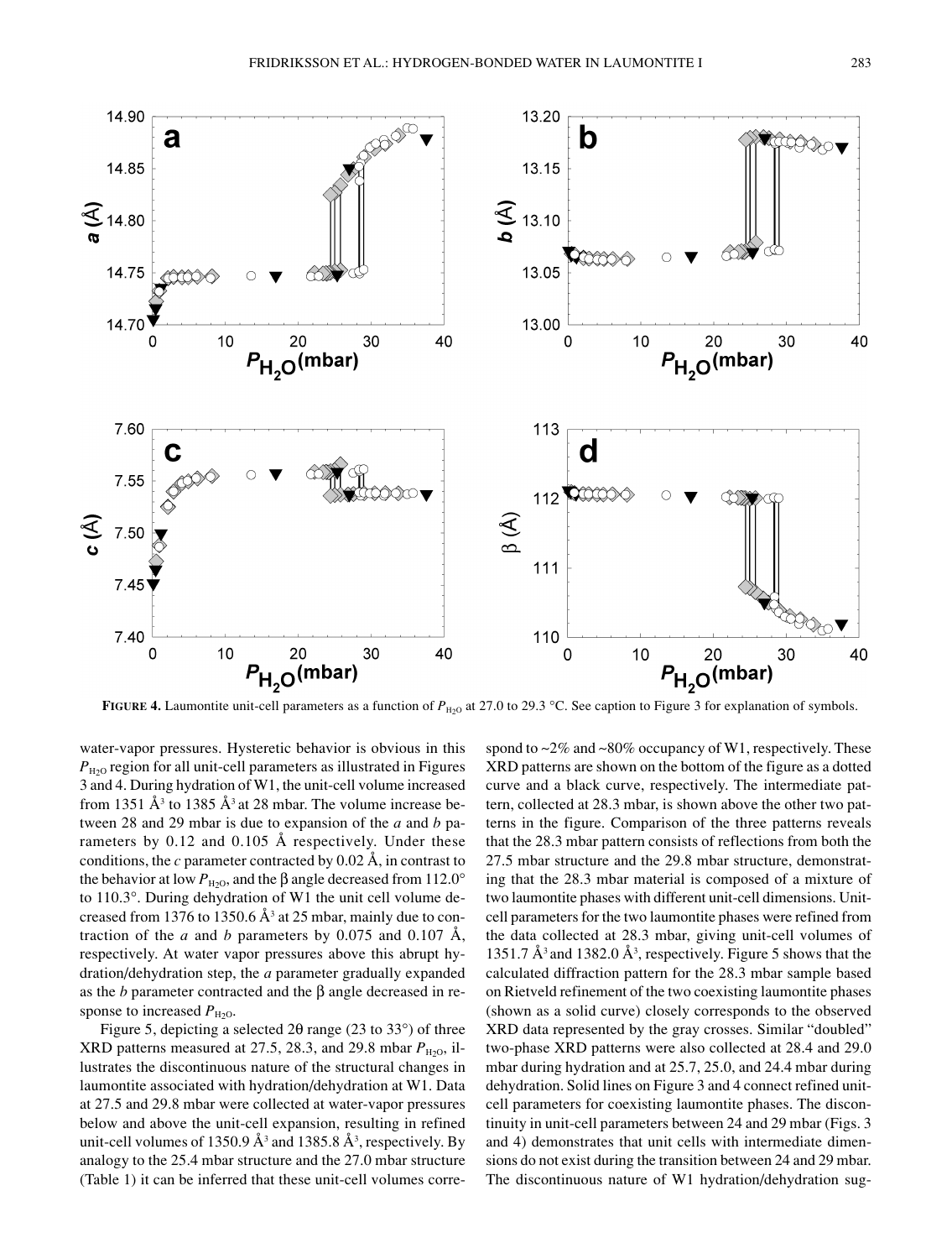**FIGURE 4.** Laumontite unit-cell parameters as a function of $P_{H_2O}$ at 27.0 to 29.3 °C. See caption to Figure 3 for explanation of symbols.

water-vapor pressures. Hysteretic behavior is obvious in this $P_{H_2O}$ region for all unit-cell parameters as illustrated in Figures 3 and 4. During hydration of W1, the unit-cell volume increased from 1351 Å$^3$ to 1385 Å$^3$ at 28 mbar. The volume increase between 28 and 29 mbar is due to expansion of the *a* and *b* parameters by 0.12 and 0.105 Å respectively. Under these conditions, the *c* parameter contracted by 0.02 Å, in contrast to the behavior at low $P_{H_2O}$, and the β angle decreased from 112.0° to 110.3°. During dehydration of W1 the unit cell volume decreased from 1376 to 1350.6 Å$^3$ at 25 mbar, mainly due to contraction of the *a* and *b* parameters by 0.075 and 0.107 Å, respectively. At water vapor pressures above this abrupt hydration/dehydration step, the *a* parameter gradually expanded as the *b* parameter contracted and the β angle decreased in response to increased $P_{H_2O}$.

Figure 5, depicting a selected 2θ range (23 to 33°) of three XRD patterns measured at 27.5, 28.3, and 29.8 mbar $P_{H_2O}$, illustrates the discontinuous nature of the structural changes in laumontite associated with hydration/dehydration at W1. Data at 27.5 and 29.8 mbar were collected at water-vapor pressures below and above the unit-cell expansion, resulting in refined unit-cell volumes of 1350.9 Å$^3$ and 1385.8 Å$^3$, respectively. By analogy to the 25.4 mbar structure and the 27.0 mbar structure (Table 1) it can be inferred that these unit-cell volumes correspond to ~2% and ~80% occupancy of W1, respectively. These XRD patterns are shown on the bottom of the figure as a dotted curve and a black curve, respectively. The intermediate pattern, collected at 28.3 mbar, is shown above the other two patterns in the figure. Comparison of the three patterns reveals that the 28.3 mbar pattern consists of reflections from both the 27.5 mbar structure and the 29.8 mbar structure, demonstrating that the 28.3 mbar material is composed of a mixture of two laumontite phases with different unit-cell dimensions. Unit-cell parameters for the two laumontite phases were refined from the data collected at 28.3 mbar, giving unit-cell volumes of 1351.7 Å$^3$ and 1382.0 Å$^3$, respectively. Figure 5 shows that the calculated diffraction pattern for the 28.3 mbar sample based on Rietveld refinement of the two coexisting laumontite phases (shown as a solid curve) closely corresponds to the observed XRD data represented by the gray crosses. Similar "doubled" two-phase XRD patterns were also collected at 28.4 and 29.0 mbar during hydration and at 25.7, 25.0, and 24.4 mbar during dehydration. Solid lines on Figure 3 and 4 connect refined unit-cell parameters for coexisting laumontite phases. The discontinuity in unit-cell parameters between 24 and 29 mbar (Figs. 3 and 4) demonstrates that unit cells with intermediate dimensions do not exist during the transition between 24 and 29 mbar. The discontinuous nature of W1 hydration/dehydration sug-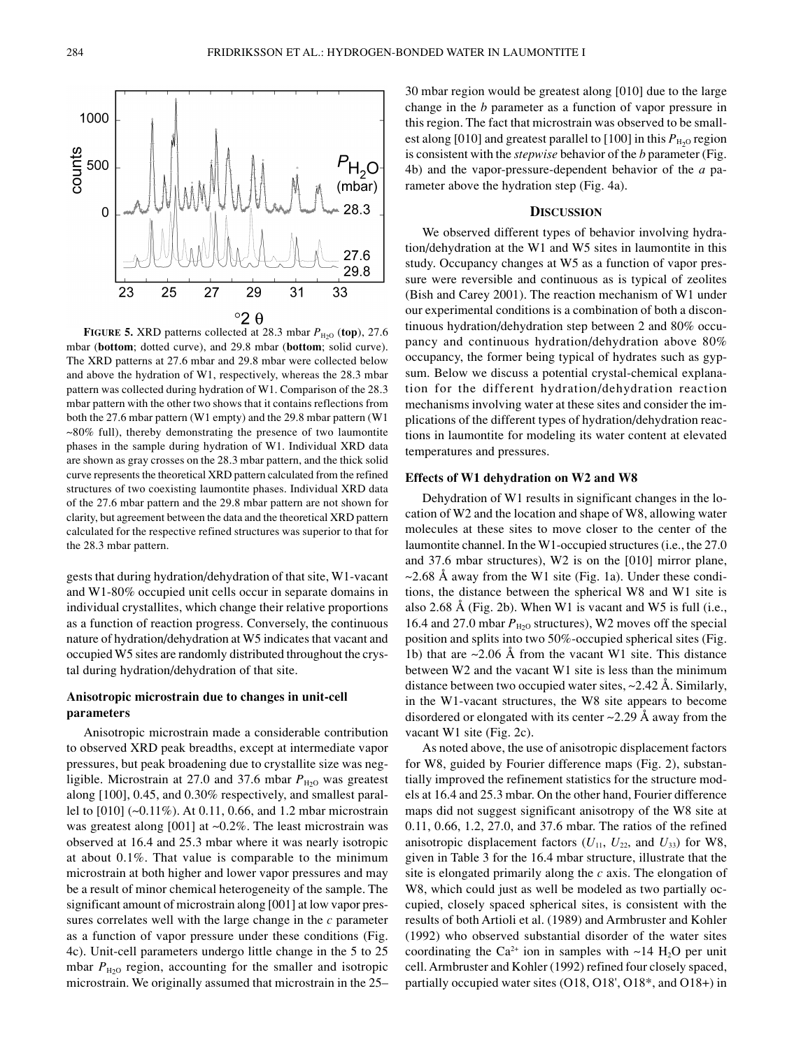**FIGURE 5.** XRD patterns collected at 28.3 mbar $P_{H_2O}$ (**top**), 27.6 mbar (**bottom**; dotted curve), and 29.8 mbar (**bottom**; solid curve). The XRD patterns at 27.6 mbar and 29.8 mbar were collected below and above the hydration of W1, respectively, whereas the 28.3 mbar pattern was collected during hydration of W1. Comparison of the 28.3 mbar pattern with the other two shows that it contains reflections from both the 27.6 mbar pattern (W1 empty) and the 29.8 mbar pattern (W1 ~80% full), thereby demonstrating the presence of two laumontite phases in the sample during hydration of W1. Individual XRD data are shown as gray crosses on the 28.3 mbar pattern, and the thick solid curve represents the theoretical XRD pattern calculated from the refined structures of two coexisting laumontite phases. Individual XRD data of the 27.6 mbar pattern and the 29.8 mbar pattern are not shown for clarity, but agreement between the data and the theoretical XRD pattern calculated for the respective refined structures was superior to that for the 28.3 mbar pattern.

gests that during hydration/dehydration of that site, W1-vacant and W1-80% occupied unit cells occur in separate domains in individual crystallites, which change their relative proportions as a function of reaction progress. Conversely, the continuous nature of hydration/dehydration at W5 indicates that vacant and occupied W5 sites are randomly distributed throughout the crystal during hydration/dehydration of that site.

### Anisotropic microstrain due to changes in unit-cell parameters

Anisotropic microstrain made a considerable contribution to observed XRD peak breadths, except at intermediate vapor pressures, but peak broadening due to crystallite size was negligible. Microstrain at 27.0 and 37.6 mbar $P_{H_2O}$ was greatest along [100], 0.45, and 0.30% respectively, and smallest parallel to [010] (~0.11%). At 0.11, 0.66, and 1.2 mbar microstrain was greatest along [001] at ~0.2%. The least microstrain was observed at 16.4 and 25.3 mbar where it was nearly isotropic at about 0.1%. That value is comparable to the minimum microstrain at both higher and lower vapor pressures and may be a result of minor chemical heterogeneity of the sample. The significant amount of microstrain along [001] at low vapor pressures correlates well with the large change in the *c* parameter as a function of vapor pressure under these conditions (Fig. 4c). Unit-cell parameters undergo little change in the 5 to 25 mbar $P_{H_2O}$ region, accounting for the smaller and isotropic microstrain. We originally assumed that microstrain in the 25–30 mbar region would be greatest along [010] due to the large change in the *b* parameter as a function of vapor pressure in this region. The fact that microstrain was observed to be smallest along [010] and greatest parallel to [100] in this $P_{H_2O}$ region is consistent with the *stepwise* behavior of the *b* parameter (Fig. 4b) and the vapor-pressure-dependent behavior of the *a* parameter above the hydration step (Fig. 4a).

## DISCUSSION

We observed different types of behavior involving hydration/dehydration at the W1 and W5 sites in laumontite in this study. Occupancy changes at W5 as a function of vapor pressure were reversible and continuous as is typical of zeolites (Bish and Carey 2001). The reaction mechanism of W1 under our experimental conditions is a combination of both a discontinuous hydration/dehydration step between 2 and 80% occupancy and continuous hydration/dehydration above 80% occupancy, the former being typical of hydrates such as gypsum. Below we discuss a potential crystal-chemical explanation for the different hydration/dehydration reaction mechanisms involving water at these sites and consider the implications of the different types of hydration/dehydration reactions in laumontite for modeling its water content at elevated temperatures and pressures.

### Effects of W1 dehydration on W2 and W8

Dehydration of W1 results in significant changes in the location of W2 and the location and shape of W8, allowing water molecules at these sites to move closer to the center of the laumontite channel. In the W1-occupied structures (i.e., the 27.0 and 37.6 mbar structures), W2 is on the [010] mirror plane, ~2.68 Å away from the W1 site (Fig. 1a). Under these conditions, the distance between the spherical W8 and W1 site is also 2.68 Å (Fig. 2b). When W1 is vacant and W5 is full (i.e., 16.4 and 27.0 mbar $P_{H_2O}$ structures), W2 moves off the special position and splits into two 50%-occupied spherical sites (Fig. 1b) that are ~2.06 Å from the vacant W1 site. This distance between W2 and the vacant W1 site is less than the minimum distance between two occupied water sites, ~2.42 Å. Similarly, in the W1-vacant structures, the W8 site appears to become disordered or elongated with its center ~2.29 Å away from the vacant W1 site (Fig. 2c).

As noted above, the use of anisotropic displacement factors for W8, guided by Fourier difference maps (Fig. 2), substantially improved the refinement statistics for the structure models at 16.4 and 25.3 mbar. On the other hand, Fourier difference maps did not suggest significant anisotropy of the W8 site at 0.11, 0.66, 1.2, 27.0, and 37.6 mbar. The ratios of the refined anisotropic displacement factors ($U_{11}$, $U_{22}$, and $U_{33}$) for W8, given in Table 3 for the 16.4 mbar structure, illustrate that the site is elongated primarily along the *c* axis. The elongation of W8, which could just as well be modeled as two partially occupied, closely spaced spherical sites, is consistent with the results of both Artioli et al. (1989) and Armbruster and Kohler (1992) who observed substantial disorder of the water sites coordinating the $Ca^{2+}$ ion in samples with ~14 $H_2O$ per unit cell. Armbruster and Kohler (1992) refined four closely spaced, partially occupied water sites (O18, O18', O18*, and O18+) in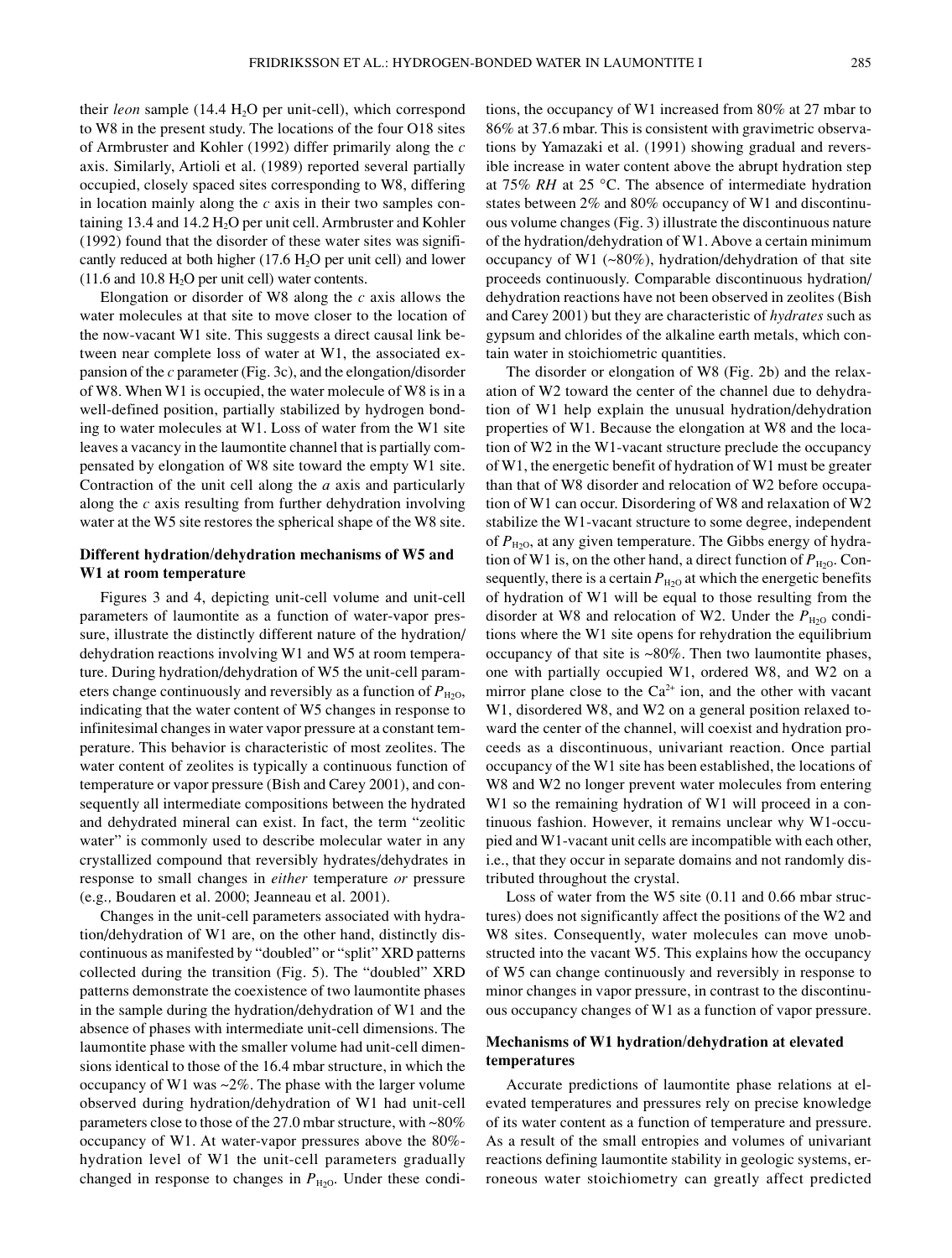their *leon* sample (14.4 $H_2O$ per unit-cell), which correspond to W8 in the present study. The locations of the four O18 sites of Armbruster and Kohler (1992) differ primarily along the *c* axis. Similarly, Artioli et al. (1989) reported several partially occupied, closely spaced sites corresponding to W8, differing in location mainly along the *c* axis in their two samples containing 13.4 and 14.2 $H_2O$ per unit cell. Armbruster and Kohler (1992) found that the disorder of these water sites was significantly reduced at both higher (17.6 $H_2O$ per unit cell) and lower (11.6 and 10.8 $H_2O$ per unit cell) water contents.

Elongation or disorder of W8 along the *c* axis allows the water molecules at that site to move closer to the location of the now-vacant W1 site. This suggests a direct causal link between near complete loss of water at W1, the associated expansion of the *c* parameter (Fig. 3c), and the elongation/disorder of W8. When W1 is occupied, the water molecule of W8 is in a well-defined position, partially stabilized by hydrogen bonding to water molecules at W1. Loss of water from the W1 site leaves a vacancy in the laumontite channel that is partially compensated by elongation of W8 site toward the empty W1 site. Contraction of the unit cell along the *a* axis and particularly along the *c* axis resulting from further dehydration involving water at the W5 site restores the spherical shape of the W8 site.

### Different hydration/dehydration mechanisms of W5 and W1 at room temperature

Figures 3 and 4, depicting unit-cell volume and unit-cell parameters of laumontite as a function of water-vapor pressure, illustrate the distinctly different nature of the hydration/dehydration reactions involving W1 and W5 at room temperature. During hydration/dehydration of W5 the unit-cell parameters change continuously and reversibly as a function of $P_{H_2O}$, indicating that the water content of W5 changes in response to infinitesimal changes in water vapor pressure at a constant temperature. This behavior is characteristic of most zeolites. The water content of zeolites is typically a continuous function of temperature or vapor pressure (Bish and Carey 2001), and consequently all intermediate compositions between the hydrated and dehydrated mineral can exist. In fact, the term "zeolitic water" is commonly used to describe molecular water in any crystallized compound that reversibly hydrates/dehydrates in response to small changes in *either* temperature *or* pressure (e.g., Boudaren et al. 2000; Jeanneau et al. 2001).

Changes in the unit-cell parameters associated with hydration/dehydration of W1 are, on the other hand, distinctly discontinuous as manifested by "doubled" or "split" XRD patterns collected during the transition (Fig. 5). The "doubled" XRD patterns demonstrate the coexistence of two laumontite phases in the sample during the hydration/dehydration of W1 and the absence of phases with intermediate unit-cell dimensions. The laumontite phase with the smaller volume had unit-cell dimensions identical to those of the 16.4 mbar structure, in which the occupancy of W1 was ~2%. The phase with the larger volume observed during hydration/dehydration of W1 had unit-cell parameters close to those of the 27.0 mbar structure, with ~80% occupancy of W1. At water-vapor pressures above the 80%-hydration level of W1 the unit-cell parameters gradually changed in response to changes in $P_{H_2O}$. Under these conditions, the occupancy of W1 increased from 80% at 27 mbar to 86% at 37.6 mbar. This is consistent with gravimetric observations by Yamazaki et al. (1991) showing gradual and reversible increase in water content above the abrupt hydration step at 75% *RH* at 25 °C. The absence of intermediate hydration states between 2% and 80% occupancy of W1 and discontinuous volume changes (Fig. 3) illustrate the discontinuous nature of the hydration/dehydration of W1. Above a certain minimum occupancy of W1 (~80%), hydration/dehydration of that site proceeds continuously. Comparable discontinuous hydration/dehydration reactions have not been observed in zeolites (Bish and Carey 2001) but they are characteristic of *hydrates* such as gypsum and chlorides of the alkaline earth metals, which contain water in stoichiometric quantities.

The disorder or elongation of W8 (Fig. 2b) and the relaxation of W2 toward the center of the channel due to dehydration of W1 help explain the unusual hydration/dehydration properties of W1. Because the elongation at W8 and the location of W2 in the W1-vacant structure preclude the occupancy of W1, the energetic benefit of hydration of W1 must be greater than that of W8 disorder and relocation of W2 before occupation of W1 can occur. Disordering of W8 and relaxation of W2 stabilize the W1-vacant structure to some degree, independent of $P_{H_2O}$, at any given temperature. The Gibbs energy of hydration of W1 is, on the other hand, a direct function of $P_{H_2O}$. Consequently, there is a certain $P_{H_2O}$ at which the energetic benefits of hydration of W1 will be equal to those resulting from the disorder at W8 and relocation of W2. Under the $P_{H_2O}$ conditions where the W1 site opens for rehydration the equilibrium occupancy of that site is ~80%. Then two laumontite phases, one with partially occupied W1, ordered W8, and W2 on a mirror plane close to the $Ca^{2+}$ ion, and the other with vacant W1, disordered W8, and W2 on a general position relaxed toward the center of the channel, will coexist and hydration proceeds as a discontinuous, univariant reaction. Once partial occupancy of the W1 site has been established, the locations of W8 and W2 no longer prevent water molecules from entering W1 so the remaining hydration of W1 will proceed in a continuous fashion. However, it remains unclear why W1-occupied and W1-vacant unit cells are incompatible with each other, i.e., that they occur in separate domains and not randomly distributed throughout the crystal.

Loss of water from the W5 site (0.11 and 0.66 mbar structures) does not significantly affect the positions of the W2 and W8 sites. Consequently, water molecules can move unobstructed into the vacant W5. This explains how the occupancy of W5 can change continuously and reversibly in response to minor changes in vapor pressure, in contrast to the discontinuous occupancy changes of W1 as a function of vapor pressure.

### Mechanisms of W1 hydration/dehydration at elevated temperatures

Accurate predictions of laumontite phase relations at elevated temperatures and pressures rely on precise knowledge of its water content as a function of temperature and pressure. As a result of the small entropies and volumes of univariant reactions defining laumontite stability in geologic systems, erroneous water stoichiometry can greatly affect predicted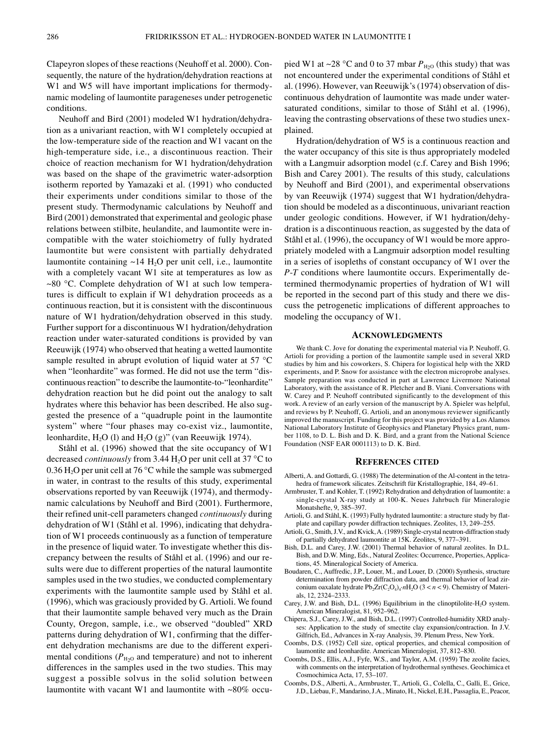Clapeyron slopes of these reactions (Neuhoff et al. 2000). Consequently, the nature of the hydration/dehydration reactions at W1 and W5 will have important implications for thermodynamic modeling of laumontite parageneses under petrogenetic conditions.

Neuhoff and Bird (2001) modeled W1 hydration/dehydration as a univariant reaction, with W1 completely occupied at the low-temperature side of the reaction and W1 vacant on the high-temperature side, i.e., a discontinuous reaction. Their choice of reaction mechanism for W1 hydration/dehydration was based on the shape of the gravimetric water-adsorption isotherm reported by Yamazaki et al. (1991) who conducted their experiments under conditions similar to those of the present study. Thermodynamic calculations by Neuhoff and Bird (2001) demonstrated that experimental and geologic phase relations between stilbite, heulandite, and laumontite were incompatible with the water stoichiometry of fully hydrated laumontite but were consistent with partially dehydrated laumontite containing ~14 $H_2O$ per unit cell, i.e., laumontite with a completely vacant W1 site at temperatures as low as ~80 °C. Complete dehydration of W1 at such low temperatures is difficult to explain if W1 dehydration proceeds as a continuous reaction, but it is consistent with the discontinuous nature of W1 hydration/dehydration observed in this study. Further support for a discontinuous W1 hydration/dehydration reaction under water-saturated conditions is provided by van Reeuwijk (1974) who observed that heating a wetted laumontite sample resulted in abrupt evolution of liquid water at 57 °C when "leonhardite" was formed. He did not use the term "discontinuous reaction" to describe the laumontite-to-"leonhardite" dehydration reaction but he did point out the analogy to salt hydrates where this behavior has been described. He also suggested the presence of a "quadruple point in the laumontite system" where "four phases may co-exist viz., laumontite, leonhardite, $H_2O$ (l) and $H_2O$ (g)" (van Reeuwijk 1974).

Ståhl et al. (1996) showed that the site occupancy of W1 decreased *continuously* from 3.44 $H_2O$ per unit cell at 37 °C to 0.36 $H_2O$ per unit cell at 76 °C while the sample was submerged in water, in contrast to the results of this study, experimental observations reported by van Reeuwijk (1974), and thermodynamic calculations by Neuhoff and Bird (2001). Furthermore, their refined unit-cell parameters changed *continuously* during dehydration of W1 (Ståhl et al. 1996), indicating that dehydration of W1 proceeds continuously as a function of temperature in the presence of liquid water. To investigate whether this discrepancy between the results of Ståhl et al. (1996) and our results were due to different properties of the natural laumontite samples used in the two studies, we conducted complementary experiments with the laumontite sample used by Ståhl et al. (1996), which was graciously provided by G. Artioli. We found that their laumontite sample behaved very much as the Drain County, Oregon, sample, i.e., we observed "doubled" XRD patterns during dehydration of W1, confirming that the different dehydration mechanisms are due to the different experimental conditions ($P_{H_2O}$ and temperature) and not to inherent differences in the samples used in the two studies. This may suggest a possible solvus in the solid solution between laumontite with vacant W1 and laumontite with ~80% occupied W1 at ~28 °C and 0 to 37 mbar $P_{H_2O}$ (this study) that was not encountered under the experimental conditions of Ståhl et al. (1996). However, van Reeuwijk's (1974) observation of discontinuous dehydration of laumontite was made under water-saturated conditions, similar to those of Ståhl et al. (1996), leaving the contrasting observations of these two studies unexplained.

Hydration/dehydration of W5 is a continuous reaction and the water occupancy of this site is thus appropriately modeled with a Langmuir adsorption model (c.f. Carey and Bish 1996; Bish and Carey 2001). The results of this study, calculations by Neuhoff and Bird (2001), and experimental observations by van Reeuwijk (1974) suggest that W1 hydration/dehydration should be modeled as a discontinuous, univariant reaction under geologic conditions. However, if W1 hydration/dehydration is a discontinuous reaction, as suggested by the data of Ståhl et al. (1996), the occupancy of W1 would be more appropriately modeled with a Langmuir adsorption model resulting in a series of isopleths of constant occupancy of W1 over the *P-T* conditions where laumontite occurs. Experimentally determined thermodynamic properties of hydration of W1 will be reported in the second part of this study and there we discuss the petrogenetic implications of different approaches to modeling the occupancy of W1.

## Acknowledgments

We thank C. Jove for donating the experimental material via P. Neuhoff, G. Artioli for providing a portion of the laumontite sample used in several XRD studies by him and his coworkers, S. Chipera for logistical help with the XRD experiments, and P. Snow for assistance with the electron microprobe analyses. Sample preparation was conducted in part at Lawrence Livermore National Laboratory, with the assistance of R. Pletcher and B. Viani. Conversations with W. Carey and P. Neuhoff contributed significantly to the development of this work. A review of an early version of the manuscript by A. Spieler was helpful, and reviews by P. Neuhoff, G. Artioli, and an anonymous reviewer significantly improved the manuscript. Funding for this project was provided by a Los Alamos National Laboratory Institute of Geophysics and Planetary Physics grant, number 1108, to D. L. Bish and D. K. Bird, and a grant from the National Science Foundation (NSF EAR 0001113) to D. K. Bird.

## References Cited

Alberti, A. and Gottardi, G. (1988) The determination of the Al-content in the tetrahedra of framework silicates. Zeitschrift für Kristallographie, 184, 49–61.

Armbruster, T. and Kohler, T. (1992) Rehydration and dehydration of laumontite: a single-crystal X-ray study at 100-K. Neues Jahrbuch für Mineralogie Monatshefte, 9, 385–397.

Artioli, G. and Ståhl, K. (1993) Fully hydrated laumontite: a structure study by flat-plate and capillary powder diffraction techniques. Zeolites, 13, 249–255.

Artioli, G., Smith, J.V., and Kvick, A. (1989) Single-crystal neutron-diffraction study of partially dehydrated laumontite at 15K. Zeolites, 9, 377–391.

Bish, D.L. and Carey, J.W. (2001) Thermal behavior of natural zeolites. In D.L. Bish, and D.W. Ming, Eds., Natural Zeolites: Occurrence, Properties, Applications, 45. Mineralogical Society of America.

Boudaren, C., Auffredic, J.P., Louer, M., and Louer, D. (2000) Synthesis, structure determination from powder diffraction data, and thermal behavior of lead zirconium oaxalate hydrate $Pb_2Zr(C_2O_4)_4{\cdot}nH_2O$ ($3 < n < 9$). Chemistry of Materials, 12, 2324–2333.

Carey, J.W. and Bish, D.L. (1996) Equilibrium in the clinoptilolite-$H_2O$ system. American Mineralogist, 81, 952–962.

Chipera, S.J., Carey, J.W., and Bish, D.L. (1997) Controlled-humidity XRD analyses: Application to the study of smectite clay expansion/contraction. In J.V. Gilfrich, Ed., Advances in X-ray Analysis, 39. Plenum Press, New York.

Coombs, D.S. (1952) Cell size, optical properties, and chemical composition of laumontite and leonhardite. American Mineralogist, 37, 812–830.

Coombs, D.S., Ellis, A.J., Fyfe, W.S., and Taylor, A.M. (1959) The zeolite facies, with comments on the interpretation of hydrothermal syntheses. Geochimica et Cosmochimica Acta, 17, 53–107.

Coombs, D.S., Alberti, A., Armbruster, T., Artioli, G., Colella, C., Galli, E., Grice, J.D., Liebau, F., Mandarino, J.A., Minato, H., Nickel, E.H., Passaglia, E., Peacor,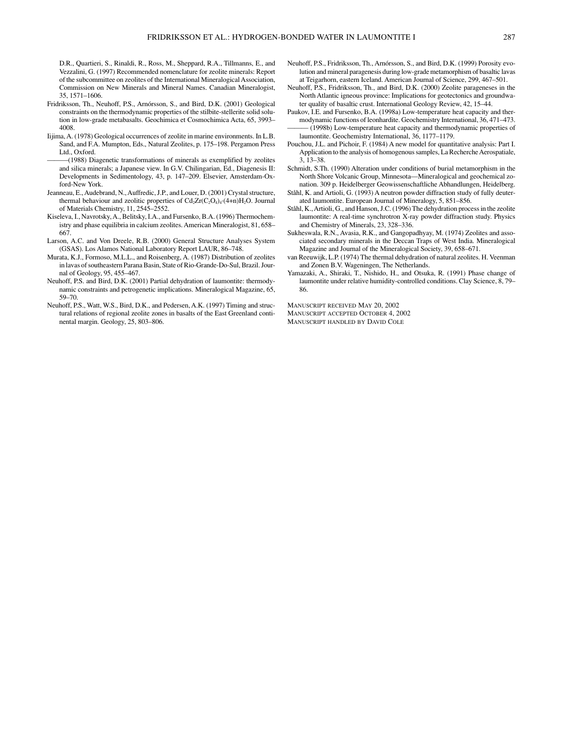D.R., Quartieri, S., Rinaldi, R., Ross, M., Sheppard, R.A., Tillmanns, E., and Vezzalini, G. (1997) Recommended nomenclature for zeolite minerals: Report of the subcommittee on zeolites of the International Mineralogical Association, Commission on New Minerals and Mineral Names. Canadian Mineralogist, 35, 1571–1606.

Fridriksson, Th., Neuhoff, P.S., Arnórsson, S., and Bird, D.K. (2001) Geological constraints on the thermodynamic properties of the stilbite-stellerite solid solution in low-grade metabasalts. Geochimica et Cosmochimica Acta, 65, 3993–4008.

Iijima, A. (1978) Geological occurrences of zeolite in marine environments. In L.B. Sand, and F.A. Mumpton, Eds., Natural Zeolites, p. 175–198. Pergamon Press Ltd., Oxford.

———(1988) Diagenetic transformations of minerals as exemplified by zeolites and silica minerals; a Japanese view. In G.V. Chilingarian, Ed., Diagenesis II: Developments in Sedimentology, 43, p. 147–209. Elsevier, Amsterdam-Oxford-New York.

Jeanneau, E., Audebrand, N., Auffredic, J.P., and Louer, D. (2001) Crystal structure, thermal behaviour and zeolitic properties of $Cd_2Zr(C_2O_4)_4{\cdot}(4+n)H_2O$. Journal of Materials Chemistry, 11, 2545–2552.

Kiseleva, I., Navrotsky, A., Belitsky, I.A., and Fursenko, B.A. (1996) Thermochemistry and phase equilibria in calcium zeolites. American Mineralogist, 81, 658–667.

Larson, A.C. and Von Dreele, R.B. (2000) General Structure Analyses System (GSAS). Los Alamos National Laboratory Report LAUR, 86–748.

Murata, K.J., Formoso, M.L.L., and Roisenberg, A. (1987) Distribution of zeolites in lavas of southeastern Parana Basin, State of Rio-Grande-Do-Sul, Brazil. Journal of Geology, 95, 455–467.

Neuhoff, P.S. and Bird, D.K. (2001) Partial dehydration of laumontite: thermodynamic constraints and petrogenetic implications. Mineralogical Magazine, 65, 59–70.

Neuhoff, P.S., Watt, W.S., Bird, D.K., and Pedersen, A.K. (1997) Timing and structural relations of regional zeolite zones in basalts of the East Greenland continental margin. Geology, 25, 803–806.

Neuhoff, P.S., Fridriksson, Th., Arnórsson, S., and Bird, D.K. (1999) Porosity evolution and mineral paragenesis during low-grade metamorphism of basaltic lavas at Teigarhorn, eastern Iceland. American Journal of Science, 299, 467–501.

Neuhoff, P.S., Fridriksson, Th., and Bird, D.K. (2000) Zeolite parageneses in the North Atlantic igneous province: Implications for geotectonics and groundwater quality of basaltic crust. International Geology Review, 42, 15–44.

Paukov, I.E. and Fursenko, B.A. (1998a) Low-temperature heat capacity and thermodynamic functions of leonhardite. Geochemistry International, 36, 471–473.

——— (1998b) Low-temperature heat capacity and thermodynamic properties of laumontite. Geochemistry International, 36, 1177–1179.

Pouchou, J.L. and Pichoir, F. (1984) A new model for quantitative analysis: Part I. Application to the analysis of homogenous samples, La Recherche Aerospatiale, 3, 13–38.

Schmidt, S.Th. (1990) Alteration under conditions of burial metamorphism in the North Shore Volcanic Group, Minnesota—Mineralogical and geochemical zonation. 309 p. Heidelberger Geowissenschaftliche Abhandlungen, Heidelberg.

Ståhl, K. and Artioli, G. (1993) A neutron powder diffraction study of fully deuterated laumontite. European Journal of Mineralogy, 5, 851–856.

Ståhl, K., Artioli, G., and Hanson, J.C. (1996) The dehydration process in the zeolite laumontite: A real-time synchrotron X-ray powder diffraction study. Physics and Chemistry of Minerals, 23, 328–336.

Sukheswala, R.N., Avasia, R.K., and Gangopadhyay, M. (1974) Zeolites and associated secondary minerals in the Deccan Traps of West India. Mineralogical Magazine and Journal of the Mineralogical Society, 39, 658–671.

van Reeuwijk, L.P. (1974) The thermal dehydration of natural zeolites. H. Veenman and Zonen B.V. Wageningen, The Netherlands.

Yamazaki, A., Shiraki, T., Nishido, H., and Otsuka, R. (1991) Phase change of laumontite under relative humidity-controlled conditions. Clay Science, 8, 79–86.

MANUSCRIPT RECEIVED MAY 20, 2002
MANUSCRIPT ACCEPTED OCTOBER 4, 2002
MANUSCRIPT HANDLED BY DAVID COLE